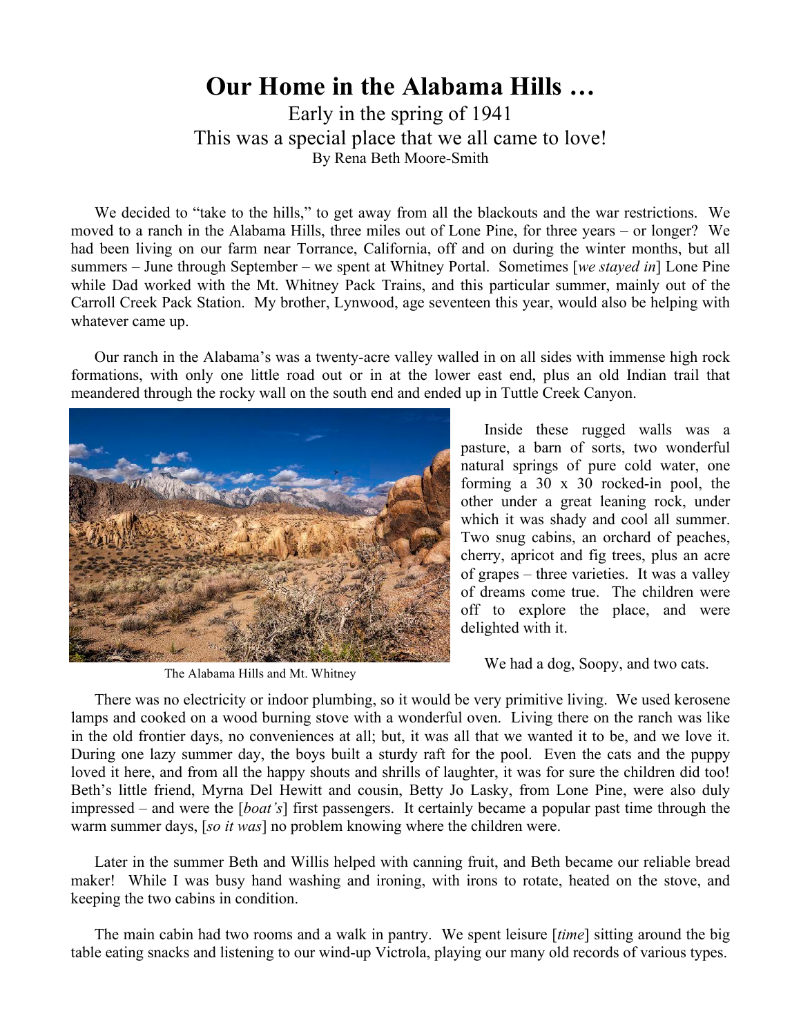# Our Home in the Alabama Hills …

Early in the spring of 1941

This was a special place that we all came to love!

By Rena Beth Moore-Smith

We decided to "take to the hills," to get away from all the blackouts and the war restrictions. We moved to a ranch in the Alabama Hills, three miles out of Lone Pine, for three years – or longer? We had been living on our farm near Torrance, California, off and on during the winter months, but all summers – June through September – we spent at Whitney Portal. Sometimes [*we stayed in*] Lone Pine while Dad worked with the Mt. Whitney Pack Trains, and this particular summer, mainly out of the Carroll Creek Pack Station. My brother, Lynwood, age seventeen this year, would also be helping with whatever came up.

Our ranch in the Alabama's was a twenty-acre valley walled in on all sides with immense high rock formations, with only one little road out or in at the lower east end, plus an old Indian trail that meandered through the rocky wall on the south end and ended up in Tuttle Creek Canyon.

The Alabama Hills and Mt. Whitney

Inside these rugged walls was a pasture, a barn of sorts, two wonderful natural springs of pure cold water, one forming a 30 x 30 rocked-in pool, the other under a great leaning rock, under which it was shady and cool all summer. Two snug cabins, an orchard of peaches, cherry, apricot and fig trees, plus an acre of grapes – three varieties. It was a valley of dreams come true. The children were off to explore the place, and were delighted with it.

We had a dog, Soopy, and two cats.

There was no electricity or indoor plumbing, so it would be very primitive living. We used kerosene lamps and cooked on a wood burning stove with a wonderful oven. Living there on the ranch was like in the old frontier days, no conveniences at all; but, it was all that we wanted it to be, and we love it. During one lazy summer day, the boys built a sturdy raft for the pool. Even the cats and the puppy loved it here, and from all the happy shouts and shrills of laughter, it was for sure the children did too! Beth's little friend, Myrna Del Hewitt and cousin, Betty Jo Lasky, from Lone Pine, were also duly impressed – and were the [*boat's*] first passengers. It certainly became a popular past time through the warm summer days, [*so it was*] no problem knowing where the children were.

Later in the summer Beth and Willis helped with canning fruit, and Beth became our reliable bread maker! While I was busy hand washing and ironing, with irons to rotate, heated on the stove, and keeping the two cabins in condition.

The main cabin had two rooms and a walk in pantry. We spent leisure [*time*] sitting around the big table eating snacks and listening to our wind-up Victrola, playing our many old records of various types.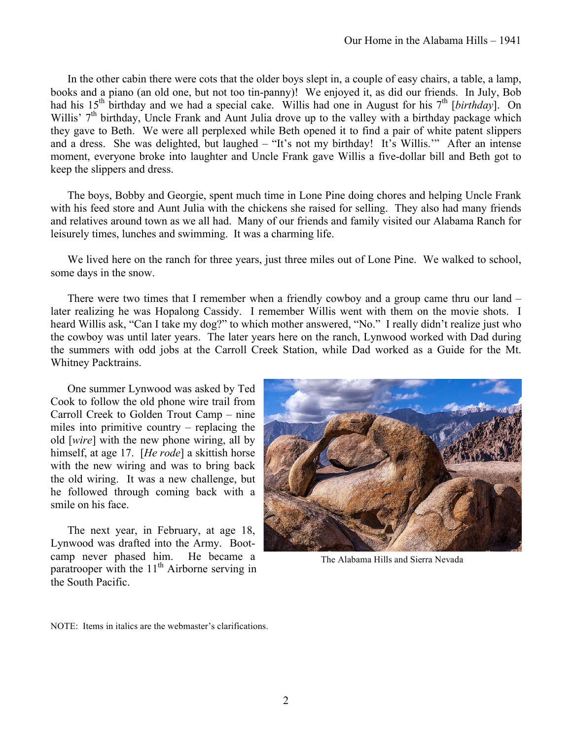In the other cabin there were cots that the older boys slept in, a couple of easy chairs, a table, a lamp, books and a piano (an old one, but not too tin-panny)! We enjoyed it, as did our friends. In July, Bob had his 15th birthday and we had a special cake. Willis had one in August for his 7th [*birthday*]. On Willis' 7th birthday, Uncle Frank and Aunt Julia drove up to the valley with a birthday package which they gave to Beth. We were all perplexed while Beth opened it to find a pair of white patent slippers and a dress. She was delighted, but laughed – "It's not my birthday! It's Willis.'" After an intense moment, everyone broke into laughter and Uncle Frank gave Willis a five-dollar bill and Beth got to keep the slippers and dress.

The boys, Bobby and Georgie, spent much time in Lone Pine doing chores and helping Uncle Frank with his feed store and Aunt Julia with the chickens she raised for selling. They also had many friends and relatives around town as we all had. Many of our friends and family visited our Alabama Ranch for leisurely times, lunches and swimming. It was a charming life.

We lived here on the ranch for three years, just three miles out of Lone Pine. We walked to school, some days in the snow.

There were two times that I remember when a friendly cowboy and a group came thru our land – later realizing he was Hopalong Cassidy. I remember Willis went with them on the movie shots. I heard Willis ask, "Can I take my dog?" to which mother answered, "No." I really didn't realize just who the cowboy was until later years. The later years here on the ranch, Lynwood worked with Dad during the summers with odd jobs at the Carroll Creek Station, while Dad worked as a Guide for the Mt. Whitney Packtrains.

One summer Lynwood was asked by Ted Cook to follow the old phone wire trail from Carroll Creek to Golden Trout Camp – nine miles into primitive country – replacing the old [*wire*] with the new phone wiring, all by himself, at age 17. [*He rode*] a skittish horse with the new wiring and was to bring back the old wiring. It was a new challenge, but he followed through coming back with a smile on his face.

The next year, in February, at age 18, Lynwood was drafted into the Army. Boot-camp never phased him. He became a paratrooper with the 11th Airborne serving in the South Pacific.

The Alabama Hills and Sierra Nevada

NOTE: Items in italics are the webmaster's clarifications.